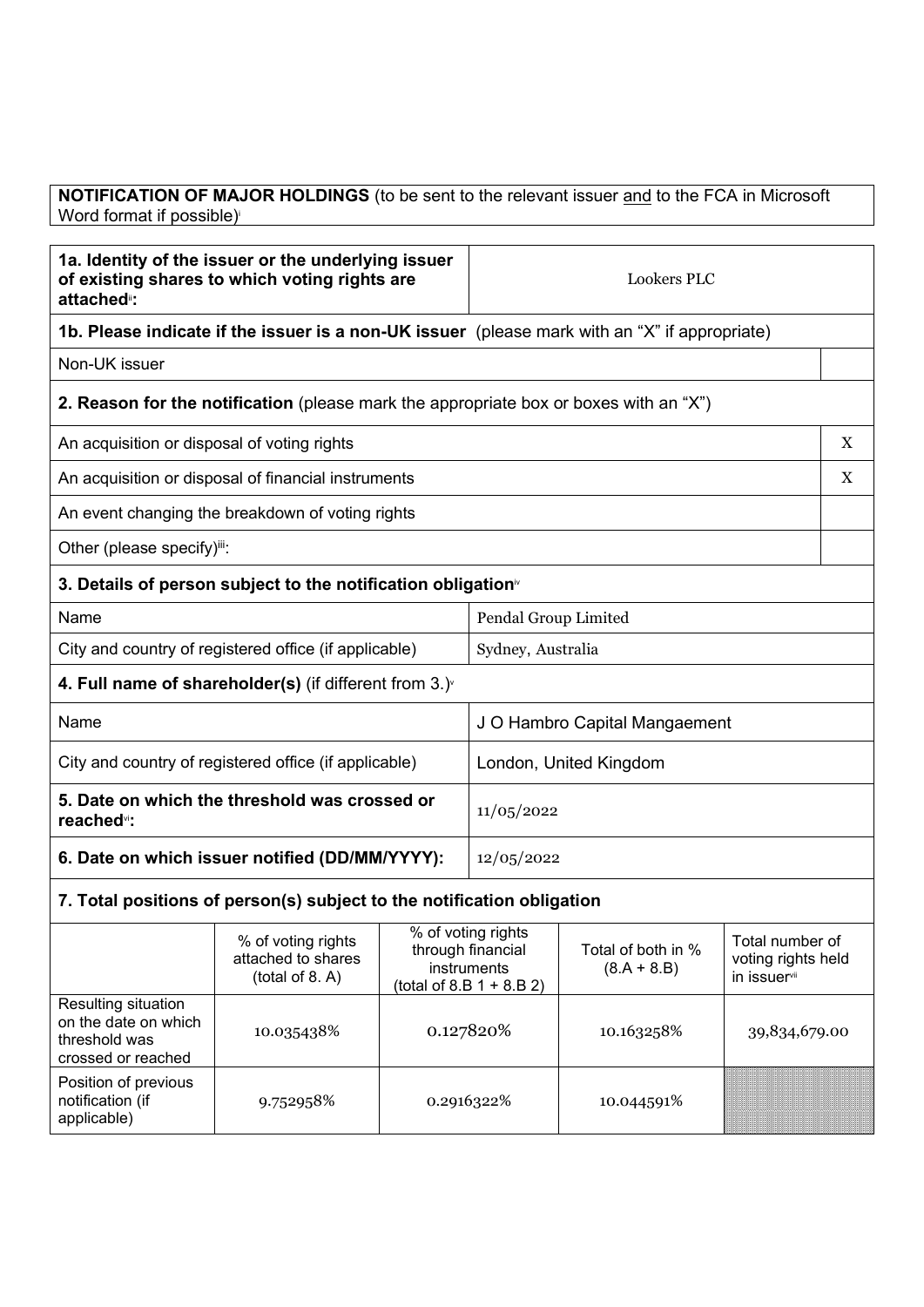**NOTIFICATION OF MAJOR HOLDINGS** (to be sent to the relevant issuer and to the FCA in Microsoft Word format if possible)[i]

| | |
|---|---|
| **1a. Identity of the issuer or the underlying issuer of existing shares to which voting rights are attached**[ii]**:** | Lookers PLC |

**1b. Please indicate if the issuer is a non-UK issuer** (please mark with an "X" if appropriate)

| | |
|---|---|
| Non-UK issuer | |

**2. Reason for the notification** (please mark the appropriate box or boxes with an "X")

| | |
|---|---|
| An acquisition or disposal of voting rights | X |
| An acquisition or disposal of financial instruments | X |
| An event changing the breakdown of voting rights | |
| Other (please specify)[iii]: | |

**3. Details of person subject to the notification obligation**[iv]

| | |
|---|---|
| Name | Pendal Group Limited |
| City and country of registered office (if applicable) | Sydney, Australia |

**4. Full name of shareholder(s)** (if different from 3.)[v]

| | |
|---|---|
| Name | J O Hambro Capital Mangaement |
| City and country of registered office (if applicable) | London, United Kingdom |
| **5. Date on which the threshold was crossed or reached**[vi]**:** | 11/05/2022 |
| **6. Date on which issuer notified (DD/MM/YYYY):** | 12/05/2022 |

**7. Total positions of person(s) subject to the notification obligation**

| | % of voting rights attached to shares (total of 8. A) | % of voting rights through financial instruments (total of 8.B 1 + 8.B 2) | Total of both in % (8.A + 8.B) | Total number of voting rights held in issuer[vii] |
|---|---|---|---|---|
| Resulting situation on the date on which threshold was crossed or reached | 10.035438% | 0.127820% | 10.163258% | 39,834,679.00 |
| Position of previous notification (if applicable) | 9.752958% | 0.2916322% | 10.044591% | |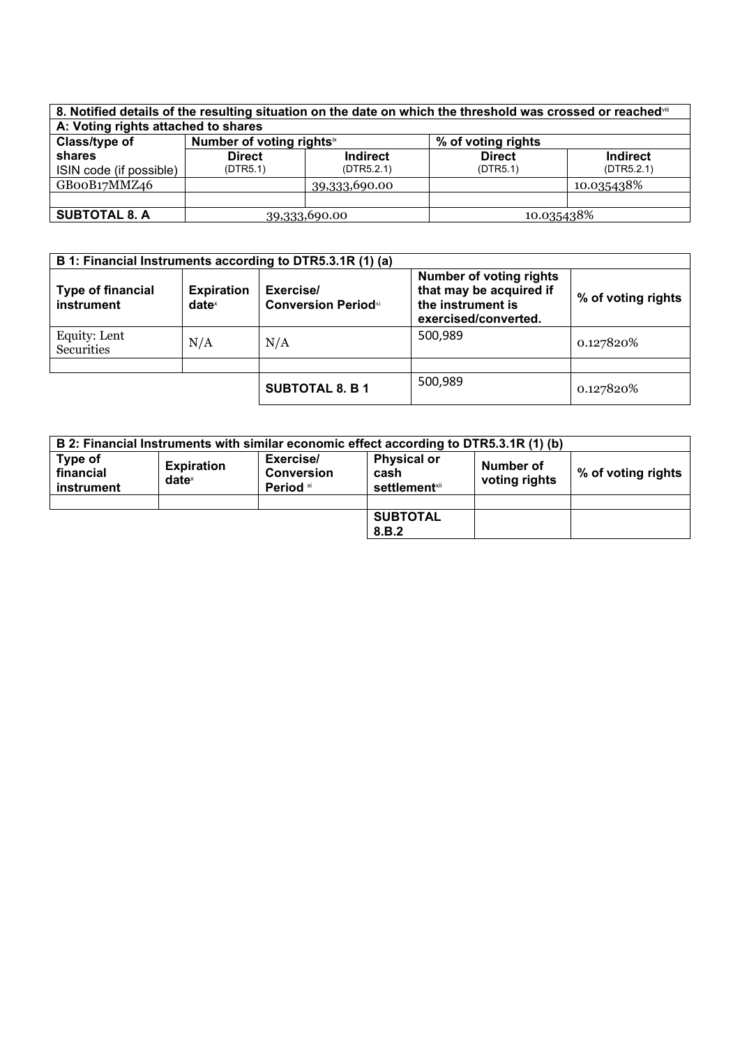| 8. Notified details of the resulting situation on the date on which the threshold was crossed or reached[viii] | | | | |
|---|---|---|---|---|
| A: Voting rights attached to shares | | | | |
| Class/type of shares ISIN code (if possible) | Number of voting rights[ix] | | % of voting rights | |
| | Direct (DTR5.1) | Indirect (DTR5.2.1) | Direct (DTR5.1) | Indirect (DTR5.2.1) |
| GB00B17MMZ46 | | 39,333,690.00 | | 10.035438% |
| | | | | |
| **SUBTOTAL 8. A** | 39,333,690.00 | | 10.035438% | |

| B 1: Financial Instruments according to DTR5.3.1R (1) (a) | | | | |
|---|---|---|---|---|
| **Type of financial instrument** | **Expiration date[x]** | **Exercise/ Conversion Period[xi]** | **Number of voting rights that may be acquired if the instrument is exercised/converted.** | **% of voting rights** |
| Equity: Lent Securities | N/A | N/A | 500,989 | 0.127820% |
| | | | | |
| | | **SUBTOTAL 8. B 1** | 500,989 | 0.127820% |

| B 2: Financial Instruments with similar economic effect according to DTR5.3.1R (1) (b) | | | | | |
|---|---|---|---|---|---|
| **Type of financial instrument** | **Expiration date[x]** | **Exercise/ Conversion Period [xi]** | **Physical or cash settlement[xii]** | **Number of voting rights** | **% of voting rights** |
| | | | | | |
| | | | **SUBTOTAL 8.B.2** | | |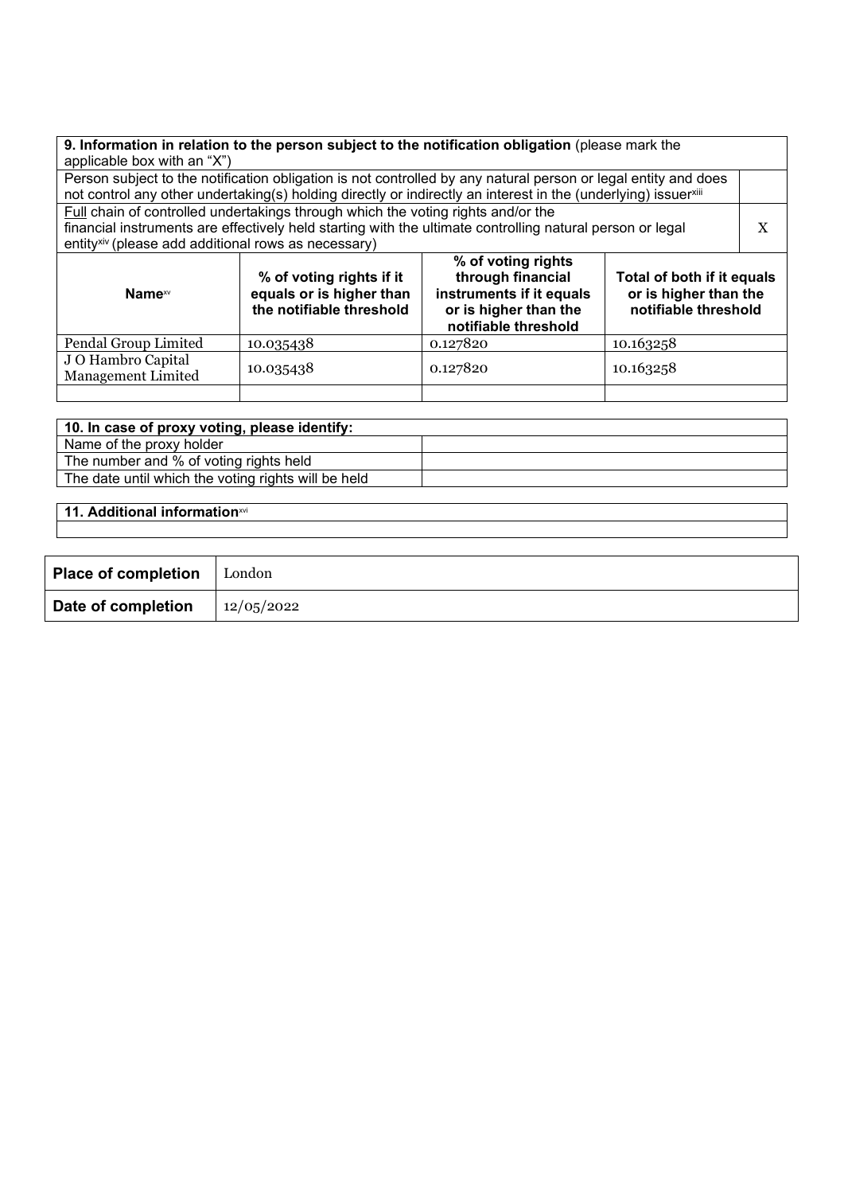| **9. Information in relation to the person subject to the notification obligation** (please mark the applicable box with an "X") | | | | |
|---|---|---|---|---|
| Person subject to the notification obligation is not controlled by any natural person or legal entity and does not control any other undertaking(s) holding directly or indirectly an interest in the (underlying) issuer[xiii] | | | | |
| Full chain of controlled undertakings through which the voting rights and/or the financial instruments are effectively held starting with the ultimate controlling natural person or legal entity[xiv] (please add additional rows as necessary) | | | | X |
| **Name**[xv] | **% of voting rights if it equals or is higher than the notifiable threshold** | **% of voting rights through financial instruments if it equals or is higher than the notifiable threshold** | **Total of both if it equals or is higher than the notifiable threshold** | |
| Pendal Group Limited | 10.035438 | 0.127820 | 10.163258 | |
| J O Hambro Capital Management Limited | 10.035438 | 0.127820 | 10.163258 | |
| | | | | |

| **10. In case of proxy voting, please identify:** | |
|---|---|
| Name of the proxy holder | |
| The number and % of voting rights held | |
| The date until which the voting rights will be held | |

| **11. Additional information**[xvi] |
|---|
| |

| | |
|---|---|
| **Place of completion** | London |
| **Date of completion** | 12/05/2022 |